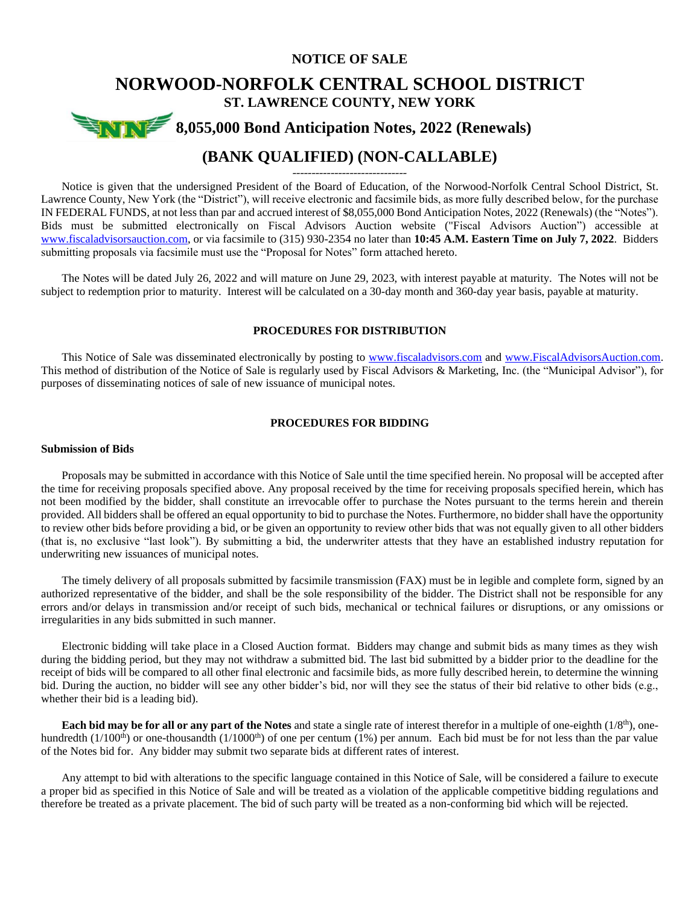# NOTICE OF SALE

# NORWOOD-NORFOLK CENTRAL SCHOOL DISTRICT

## ST. LAWRENCE COUNTY, NEW YORK

## 8,055,000 Bond Anticipation Notes, 2022 (Renewals)

## (BANK QUALIFIED) (NON-CALLABLE)

------------------------------

Notice is given that the undersigned President of the Board of Education, of the Norwood-Norfolk Central School District, St. Lawrence County, New York (the "District"), will receive electronic and facsimile bids, as more fully described below, for the purchase IN FEDERAL FUNDS, at not less than par and accrued interest of $8,055,000 Bond Anticipation Notes, 2022 (Renewals) (the "Notes"). Bids must be submitted electronically on Fiscal Advisors Auction website ("Fiscal Advisors Auction") accessible at www.fiscaladvisorsauction.com, or via facsimile to (315) 930-2354 no later than **10:45 A.M. Eastern Time on July 7, 2022**. Bidders submitting proposals via facsimile must use the "Proposal for Notes" form attached hereto.

The Notes will be dated July 26, 2022 and will mature on June 29, 2023, with interest payable at maturity. The Notes will not be subject to redemption prior to maturity. Interest will be calculated on a 30-day month and 360-day year basis, payable at maturity.

### PROCEDURES FOR DISTRIBUTION

This Notice of Sale was disseminated electronically by posting to www.fiscaladvisors.com and www.FiscalAdvisorsAuction.com. This method of distribution of the Notice of Sale is regularly used by Fiscal Advisors & Marketing, Inc. (the "Municipal Advisor"), for purposes of disseminating notices of sale of new issuance of municipal notes.

### PROCEDURES FOR BIDDING

**Submission of Bids**

Proposals may be submitted in accordance with this Notice of Sale until the time specified herein. No proposal will be accepted after the time for receiving proposals specified above. Any proposal received by the time for receiving proposals specified herein, which has not been modified by the bidder, shall constitute an irrevocable offer to purchase the Notes pursuant to the terms herein and therein provided. All bidders shall be offered an equal opportunity to bid to purchase the Notes. Furthermore, no bidder shall have the opportunity to review other bids before providing a bid, or be given an opportunity to review other bids that was not equally given to all other bidders (that is, no exclusive "last look"). By submitting a bid, the underwriter attests that they have an established industry reputation for underwriting new issuances of municipal notes.

The timely delivery of all proposals submitted by facsimile transmission (FAX) must be in legible and complete form, signed by an authorized representative of the bidder, and shall be the sole responsibility of the bidder. The District shall not be responsible for any errors and/or delays in transmission and/or receipt of such bids, mechanical or technical failures or disruptions, or any omissions or irregularities in any bids submitted in such manner.

Electronic bidding will take place in a Closed Auction format. Bidders may change and submit bids as many times as they wish during the bidding period, but they may not withdraw a submitted bid. The last bid submitted by a bidder prior to the deadline for the receipt of bids will be compared to all other final electronic and facsimile bids, as more fully described herein, to determine the winning bid. During the auction, no bidder will see any other bidder's bid, nor will they see the status of their bid relative to other bids (e.g., whether their bid is a leading bid).

**Each bid may be for all or any part of the Notes** and state a single rate of interest therefor in a multiple of one-eighth (1/8th), one-hundredth (1/100th) or one-thousandth (1/1000th) of one per centum (1%) per annum. Each bid must be for not less than the par value of the Notes bid for. Any bidder may submit two separate bids at different rates of interest.

Any attempt to bid with alterations to the specific language contained in this Notice of Sale, will be considered a failure to execute a proper bid as specified in this Notice of Sale and will be treated as a violation of the applicable competitive bidding regulations and therefore be treated as a private placement. The bid of such party will be treated as a non-conforming bid which will be rejected.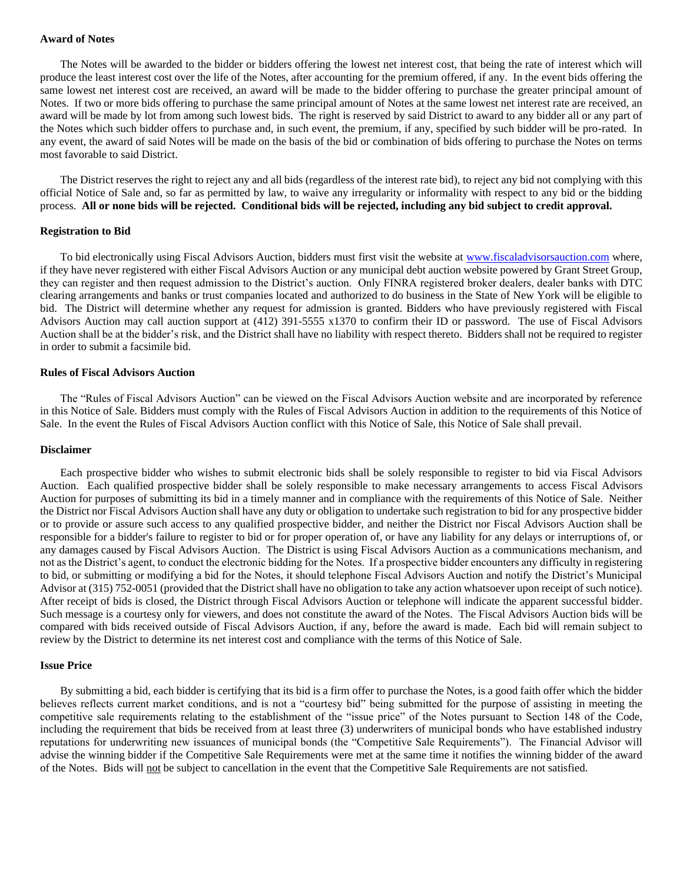**Award of Notes**

The Notes will be awarded to the bidder or bidders offering the lowest net interest cost, that being the rate of interest which will produce the least interest cost over the life of the Notes, after accounting for the premium offered, if any. In the event bids offering the same lowest net interest cost are received, an award will be made to the bidder offering to purchase the greater principal amount of Notes. If two or more bids offering to purchase the same principal amount of Notes at the same lowest net interest rate are received, an award will be made by lot from among such lowest bids. The right is reserved by said District to award to any bidder all or any part of the Notes which such bidder offers to purchase and, in such event, the premium, if any, specified by such bidder will be pro-rated. In any event, the award of said Notes will be made on the basis of the bid or combination of bids offering to purchase the Notes on terms most favorable to said District.

The District reserves the right to reject any and all bids (regardless of the interest rate bid), to reject any bid not complying with this official Notice of Sale and, so far as permitted by law, to waive any irregularity or informality with respect to any bid or the bidding process. **All or none bids will be rejected. Conditional bids will be rejected, including any bid subject to credit approval.**

**Registration to Bid**

To bid electronically using Fiscal Advisors Auction, bidders must first visit the website at www.fiscaladvisorsauction.com where, if they have never registered with either Fiscal Advisors Auction or any municipal debt auction website powered by Grant Street Group, they can register and then request admission to the District's auction. Only FINRA registered broker dealers, dealer banks with DTC clearing arrangements and banks or trust companies located and authorized to do business in the State of New York will be eligible to bid. The District will determine whether any request for admission is granted. Bidders who have previously registered with Fiscal Advisors Auction may call auction support at (412) 391-5555 x1370 to confirm their ID or password. The use of Fiscal Advisors Auction shall be at the bidder's risk, and the District shall have no liability with respect thereto. Bidders shall not be required to register in order to submit a facsimile bid.

**Rules of Fiscal Advisors Auction**

The "Rules of Fiscal Advisors Auction" can be viewed on the Fiscal Advisors Auction website and are incorporated by reference in this Notice of Sale. Bidders must comply with the Rules of Fiscal Advisors Auction in addition to the requirements of this Notice of Sale. In the event the Rules of Fiscal Advisors Auction conflict with this Notice of Sale, this Notice of Sale shall prevail.

**Disclaimer**

Each prospective bidder who wishes to submit electronic bids shall be solely responsible to register to bid via Fiscal Advisors Auction. Each qualified prospective bidder shall be solely responsible to make necessary arrangements to access Fiscal Advisors Auction for purposes of submitting its bid in a timely manner and in compliance with the requirements of this Notice of Sale. Neither the District nor Fiscal Advisors Auction shall have any duty or obligation to undertake such registration to bid for any prospective bidder or to provide or assure such access to any qualified prospective bidder, and neither the District nor Fiscal Advisors Auction shall be responsible for a bidder's failure to register to bid or for proper operation of, or have any liability for any delays or interruptions of, or any damages caused by Fiscal Advisors Auction. The District is using Fiscal Advisors Auction as a communications mechanism, and not as the District's agent, to conduct the electronic bidding for the Notes. If a prospective bidder encounters any difficulty in registering to bid, or submitting or modifying a bid for the Notes, it should telephone Fiscal Advisors Auction and notify the District's Municipal Advisor at (315) 752-0051 (provided that the District shall have no obligation to take any action whatsoever upon receipt of such notice). After receipt of bids is closed, the District through Fiscal Advisors Auction or telephone will indicate the apparent successful bidder. Such message is a courtesy only for viewers, and does not constitute the award of the Notes. The Fiscal Advisors Auction bids will be compared with bids received outside of Fiscal Advisors Auction, if any, before the award is made. Each bid will remain subject to review by the District to determine its net interest cost and compliance with the terms of this Notice of Sale.

**Issue Price**

By submitting a bid, each bidder is certifying that its bid is a firm offer to purchase the Notes, is a good faith offer which the bidder believes reflects current market conditions, and is not a "courtesy bid" being submitted for the purpose of assisting in meeting the competitive sale requirements relating to the establishment of the "issue price" of the Notes pursuant to Section 148 of the Code, including the requirement that bids be received from at least three (3) underwriters of municipal bonds who have established industry reputations for underwriting new issuances of municipal bonds (the "Competitive Sale Requirements"). The Financial Advisor will advise the winning bidder if the Competitive Sale Requirements were met at the same time it notifies the winning bidder of the award of the Notes. Bids will not be subject to cancellation in the event that the Competitive Sale Requirements are not satisfied.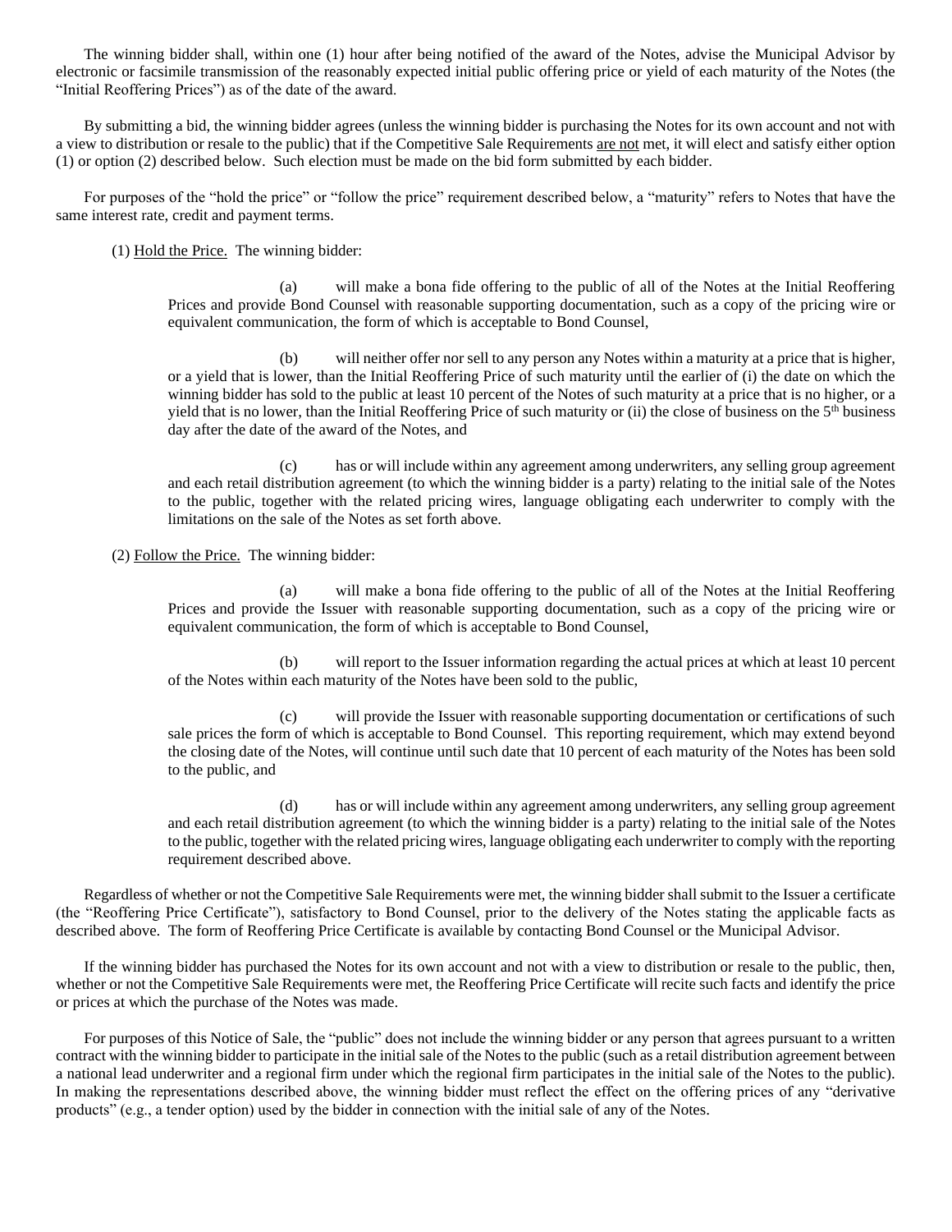The winning bidder shall, within one (1) hour after being notified of the award of the Notes, advise the Municipal Advisor by electronic or facsimile transmission of the reasonably expected initial public offering price or yield of each maturity of the Notes (the "Initial Reoffering Prices") as of the date of the award.

By submitting a bid, the winning bidder agrees (unless the winning bidder is purchasing the Notes for its own account and not with a view to distribution or resale to the public) that if the Competitive Sale Requirements <u>are not</u> met, it will elect and satisfy either option (1) or option (2) described below. Such election must be made on the bid form submitted by each bidder.

For purposes of the "hold the price" or "follow the price" requirement described below, a "maturity" refers to Notes that have the same interest rate, credit and payment terms.

(1) <u>Hold the Price.</u> The winning bidder:

(a) will make a bona fide offering to the public of all of the Notes at the Initial Reoffering Prices and provide Bond Counsel with reasonable supporting documentation, such as a copy of the pricing wire or equivalent communication, the form of which is acceptable to Bond Counsel,

(b) will neither offer nor sell to any person any Notes within a maturity at a price that is higher, or a yield that is lower, than the Initial Reoffering Price of such maturity until the earlier of (i) the date on which the winning bidder has sold to the public at least 10 percent of the Notes of such maturity at a price that is no higher, or a yield that is no lower, than the Initial Reoffering Price of such maturity or (ii) the close of business on the 5th business day after the date of the award of the Notes, and

(c) has or will include within any agreement among underwriters, any selling group agreement and each retail distribution agreement (to which the winning bidder is a party) relating to the initial sale of the Notes to the public, together with the related pricing wires, language obligating each underwriter to comply with the limitations on the sale of the Notes as set forth above.

(2) <u>Follow the Price.</u> The winning bidder:

(a) will make a bona fide offering to the public of all of the Notes at the Initial Reoffering Prices and provide the Issuer with reasonable supporting documentation, such as a copy of the pricing wire or equivalent communication, the form of which is acceptable to Bond Counsel,

(b) will report to the Issuer information regarding the actual prices at which at least 10 percent of the Notes within each maturity of the Notes have been sold to the public,

(c) will provide the Issuer with reasonable supporting documentation or certifications of such sale prices the form of which is acceptable to Bond Counsel. This reporting requirement, which may extend beyond the closing date of the Notes, will continue until such date that 10 percent of each maturity of the Notes has been sold to the public, and

(d) has or will include within any agreement among underwriters, any selling group agreement and each retail distribution agreement (to which the winning bidder is a party) relating to the initial sale of the Notes to the public, together with the related pricing wires, language obligating each underwriter to comply with the reporting requirement described above.

Regardless of whether or not the Competitive Sale Requirements were met, the winning bidder shall submit to the Issuer a certificate (the "Reoffering Price Certificate"), satisfactory to Bond Counsel, prior to the delivery of the Notes stating the applicable facts as described above. The form of Reoffering Price Certificate is available by contacting Bond Counsel or the Municipal Advisor.

If the winning bidder has purchased the Notes for its own account and not with a view to distribution or resale to the public, then, whether or not the Competitive Sale Requirements were met, the Reoffering Price Certificate will recite such facts and identify the price or prices at which the purchase of the Notes was made.

For purposes of this Notice of Sale, the "public" does not include the winning bidder or any person that agrees pursuant to a written contract with the winning bidder to participate in the initial sale of the Notes to the public (such as a retail distribution agreement between a national lead underwriter and a regional firm under which the regional firm participates in the initial sale of the Notes to the public). In making the representations described above, the winning bidder must reflect the effect on the offering prices of any "derivative products" (e.g., a tender option) used by the bidder in connection with the initial sale of any of the Notes.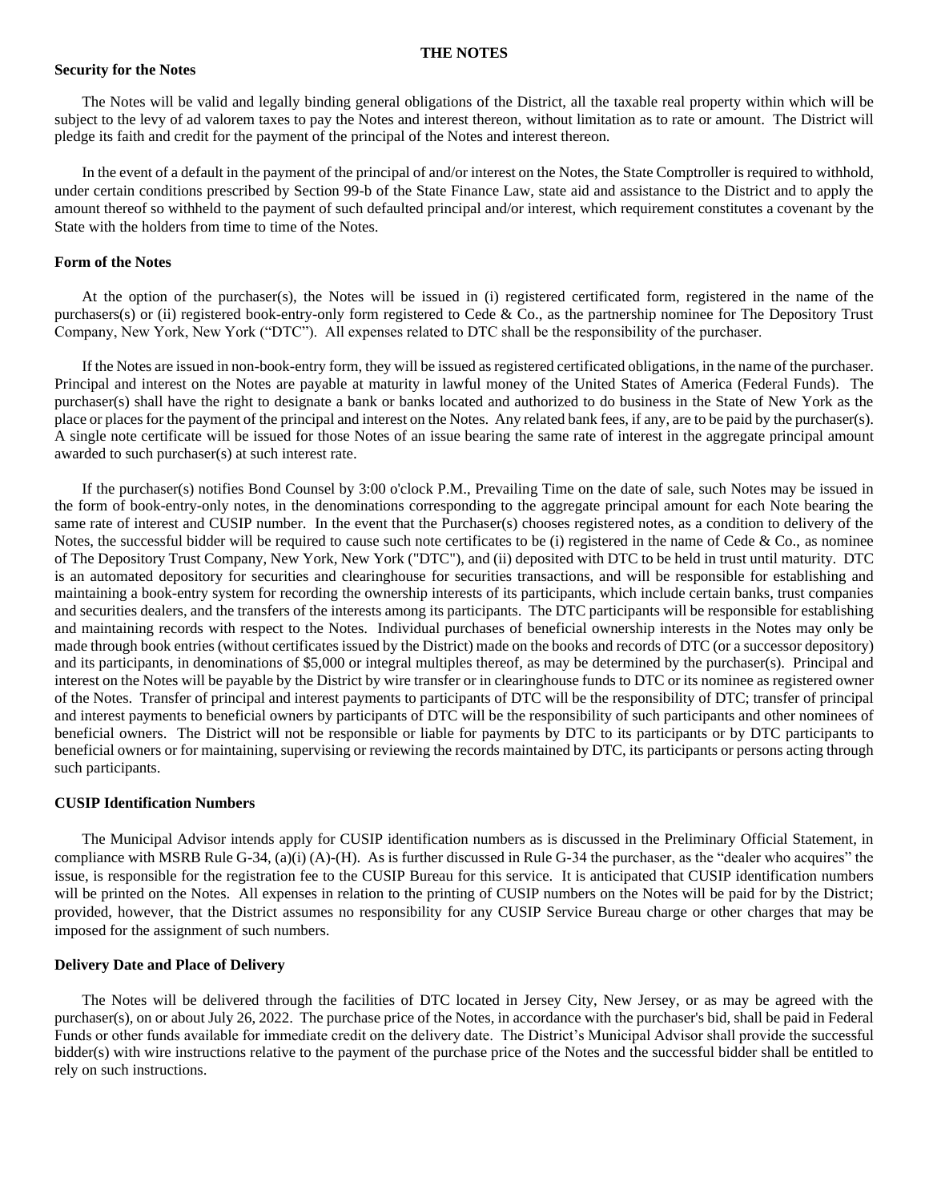## THE NOTES

### Security for the Notes

The Notes will be valid and legally binding general obligations of the District, all the taxable real property within which will be subject to the levy of ad valorem taxes to pay the Notes and interest thereon, without limitation as to rate or amount. The District will pledge its faith and credit for the payment of the principal of the Notes and interest thereon.

In the event of a default in the payment of the principal of and/or interest on the Notes, the State Comptroller is required to withhold, under certain conditions prescribed by Section 99-b of the State Finance Law, state aid and assistance to the District and to apply the amount thereof so withheld to the payment of such defaulted principal and/or interest, which requirement constitutes a covenant by the State with the holders from time to time of the Notes.

### Form of the Notes

At the option of the purchaser(s), the Notes will be issued in (i) registered certificated form, registered in the name of the purchasers(s) or (ii) registered book-entry-only form registered to Cede & Co., as the partnership nominee for The Depository Trust Company, New York, New York ("DTC"). All expenses related to DTC shall be the responsibility of the purchaser.

If the Notes are issued in non-book-entry form, they will be issued as registered certificated obligations, in the name of the purchaser. Principal and interest on the Notes are payable at maturity in lawful money of the United States of America (Federal Funds). The purchaser(s) shall have the right to designate a bank or banks located and authorized to do business in the State of New York as the place or places for the payment of the principal and interest on the Notes. Any related bank fees, if any, are to be paid by the purchaser(s). A single note certificate will be issued for those Notes of an issue bearing the same rate of interest in the aggregate principal amount awarded to such purchaser(s) at such interest rate.

If the purchaser(s) notifies Bond Counsel by 3:00 o'clock P.M., Prevailing Time on the date of sale, such Notes may be issued in the form of book-entry-only notes, in the denominations corresponding to the aggregate principal amount for each Note bearing the same rate of interest and CUSIP number. In the event that the Purchaser(s) chooses registered notes, as a condition to delivery of the Notes, the successful bidder will be required to cause such note certificates to be (i) registered in the name of Cede & Co., as nominee of The Depository Trust Company, New York, New York ("DTC"), and (ii) deposited with DTC to be held in trust until maturity. DTC is an automated depository for securities and clearinghouse for securities transactions, and will be responsible for establishing and maintaining a book-entry system for recording the ownership interests of its participants, which include certain banks, trust companies and securities dealers, and the transfers of the interests among its participants. The DTC participants will be responsible for establishing and maintaining records with respect to the Notes. Individual purchases of beneficial ownership interests in the Notes may only be made through book entries (without certificates issued by the District) made on the books and records of DTC (or a successor depository) and its participants, in denominations of $5,000 or integral multiples thereof, as may be determined by the purchaser(s). Principal and interest on the Notes will be payable by the District by wire transfer or in clearinghouse funds to DTC or its nominee as registered owner of the Notes. Transfer of principal and interest payments to participants of DTC will be the responsibility of DTC; transfer of principal and interest payments to beneficial owners by participants of DTC will be the responsibility of such participants and other nominees of beneficial owners. The District will not be responsible or liable for payments by DTC to its participants or by DTC participants to beneficial owners or for maintaining, supervising or reviewing the records maintained by DTC, its participants or persons acting through such participants.

### CUSIP Identification Numbers

The Municipal Advisor intends apply for CUSIP identification numbers as is discussed in the Preliminary Official Statement, in compliance with MSRB Rule G-34, (a)(i) (A)-(H). As is further discussed in Rule G-34 the purchaser, as the "dealer who acquires" the issue, is responsible for the registration fee to the CUSIP Bureau for this service. It is anticipated that CUSIP identification numbers will be printed on the Notes. All expenses in relation to the printing of CUSIP numbers on the Notes will be paid for by the District; provided, however, that the District assumes no responsibility for any CUSIP Service Bureau charge or other charges that may be imposed for the assignment of such numbers.

### Delivery Date and Place of Delivery

The Notes will be delivered through the facilities of DTC located in Jersey City, New Jersey, or as may be agreed with the purchaser(s), on or about July 26, 2022. The purchase price of the Notes, in accordance with the purchaser's bid, shall be paid in Federal Funds or other funds available for immediate credit on the delivery date. The District's Municipal Advisor shall provide the successful bidder(s) with wire instructions relative to the payment of the purchase price of the Notes and the successful bidder shall be entitled to rely on such instructions.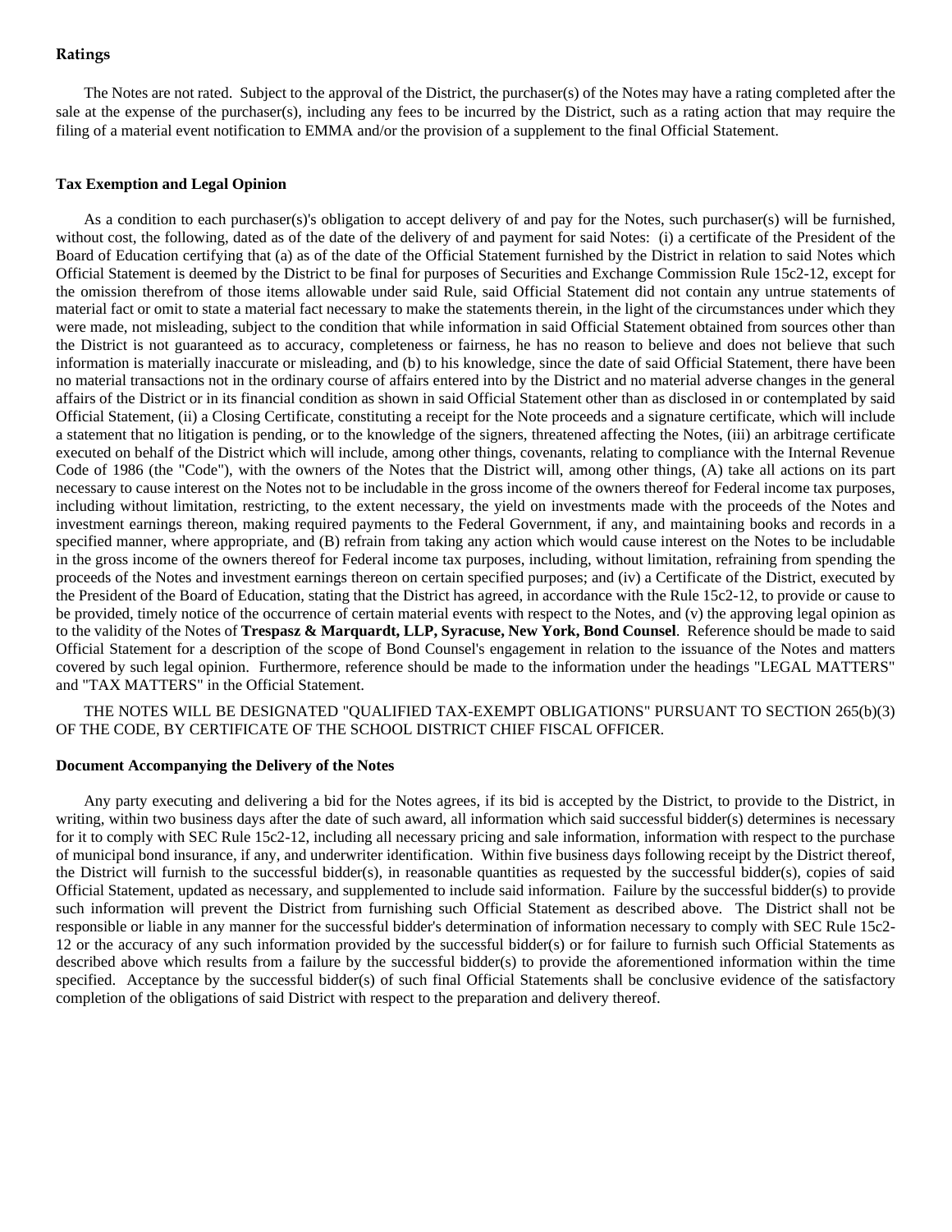### Ratings

The Notes are not rated. Subject to the approval of the District, the purchaser(s) of the Notes may have a rating completed after the sale at the expense of the purchaser(s), including any fees to be incurred by the District, such as a rating action that may require the filing of a material event notification to EMMA and/or the provision of a supplement to the final Official Statement.

### Tax Exemption and Legal Opinion

As a condition to each purchaser(s)'s obligation to accept delivery of and pay for the Notes, such purchaser(s) will be furnished, without cost, the following, dated as of the date of the delivery of and payment for said Notes: (i) a certificate of the President of the Board of Education certifying that (a) as of the date of the Official Statement furnished by the District in relation to said Notes which Official Statement is deemed by the District to be final for purposes of Securities and Exchange Commission Rule 15c2-12, except for the omission therefrom of those items allowable under said Rule, said Official Statement did not contain any untrue statements of material fact or omit to state a material fact necessary to make the statements therein, in the light of the circumstances under which they were made, not misleading, subject to the condition that while information in said Official Statement obtained from sources other than the District is not guaranteed as to accuracy, completeness or fairness, he has no reason to believe and does not believe that such information is materially inaccurate or misleading, and (b) to his knowledge, since the date of said Official Statement, there have been no material transactions not in the ordinary course of affairs entered into by the District and no material adverse changes in the general affairs of the District or in its financial condition as shown in said Official Statement other than as disclosed in or contemplated by said Official Statement, (ii) a Closing Certificate, constituting a receipt for the Note proceeds and a signature certificate, which will include a statement that no litigation is pending, or to the knowledge of the signers, threatened affecting the Notes, (iii) an arbitrage certificate executed on behalf of the District which will include, among other things, covenants, relating to compliance with the Internal Revenue Code of 1986 (the "Code"), with the owners of the Notes that the District will, among other things, (A) take all actions on its part necessary to cause interest on the Notes not to be includable in the gross income of the owners thereof for Federal income tax purposes, including without limitation, restricting, to the extent necessary, the yield on investments made with the proceeds of the Notes and investment earnings thereon, making required payments to the Federal Government, if any, and maintaining books and records in a specified manner, where appropriate, and (B) refrain from taking any action which would cause interest on the Notes to be includable in the gross income of the owners thereof for Federal income tax purposes, including, without limitation, refraining from spending the proceeds of the Notes and investment earnings thereon on certain specified purposes; and (iv) a Certificate of the District, executed by the President of the Board of Education, stating that the District has agreed, in accordance with the Rule 15c2-12, to provide or cause to be provided, timely notice of the occurrence of certain material events with respect to the Notes, and (v) the approving legal opinion as to the validity of the Notes of **Trespasz & Marquardt, LLP, Syracuse, New York, Bond Counsel**. Reference should be made to said Official Statement for a description of the scope of Bond Counsel's engagement in relation to the issuance of the Notes and matters covered by such legal opinion. Furthermore, reference should be made to the information under the headings "LEGAL MATTERS" and "TAX MATTERS" in the Official Statement.

THE NOTES WILL BE DESIGNATED "QUALIFIED TAX-EXEMPT OBLIGATIONS" PURSUANT TO SECTION 265(b)(3) OF THE CODE, BY CERTIFICATE OF THE SCHOOL DISTRICT CHIEF FISCAL OFFICER.

### Document Accompanying the Delivery of the Notes

Any party executing and delivering a bid for the Notes agrees, if its bid is accepted by the District, to provide to the District, in writing, within two business days after the date of such award, all information which said successful bidder(s) determines is necessary for it to comply with SEC Rule 15c2-12, including all necessary pricing and sale information, information with respect to the purchase of municipal bond insurance, if any, and underwriter identification. Within five business days following receipt by the District thereof, the District will furnish to the successful bidder(s), in reasonable quantities as requested by the successful bidder(s), copies of said Official Statement, updated as necessary, and supplemented to include said information. Failure by the successful bidder(s) to provide such information will prevent the District from furnishing such Official Statement as described above. The District shall not be responsible or liable in any manner for the successful bidder's determination of information necessary to comply with SEC Rule 15c2-12 or the accuracy of any such information provided by the successful bidder(s) or for failure to furnish such Official Statements as described above which results from a failure by the successful bidder(s) to provide the aforementioned information within the time specified. Acceptance by the successful bidder(s) of such final Official Statements shall be conclusive evidence of the satisfactory completion of the obligations of said District with respect to the preparation and delivery thereof.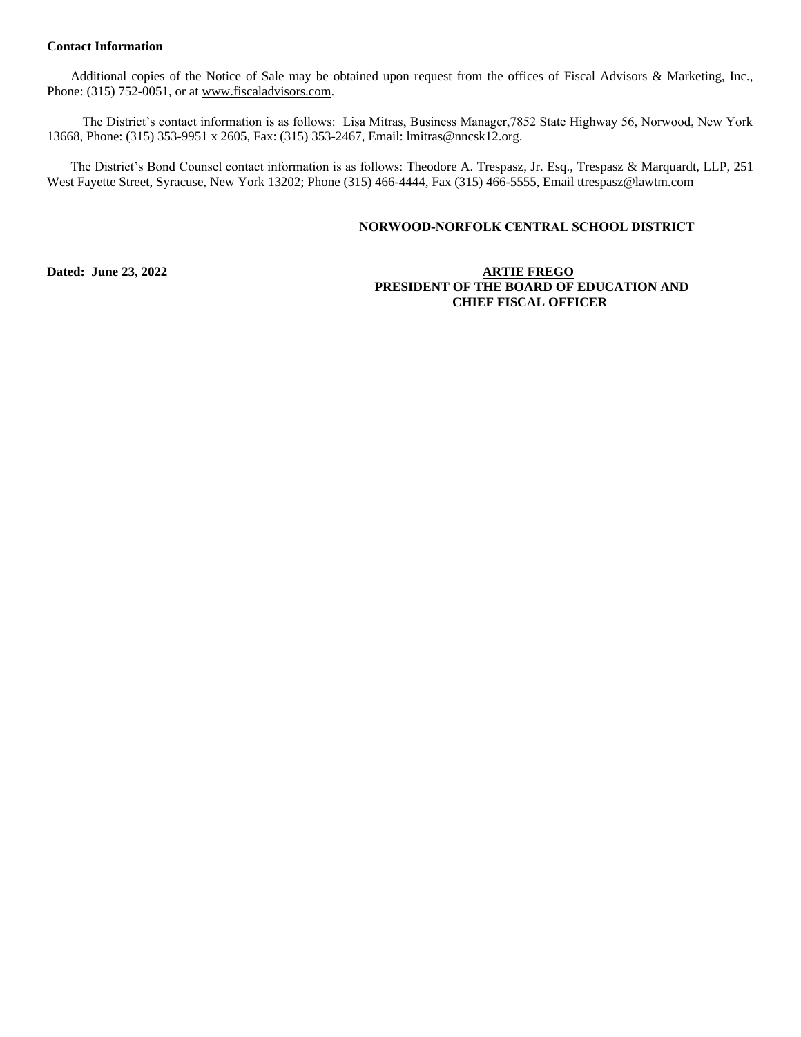**Contact Information**

Additional copies of the Notice of Sale may be obtained upon request from the offices of Fiscal Advisors & Marketing, Inc., Phone: (315) 752-0051, or at www.fiscaladvisors.com.

The District's contact information is as follows: Lisa Mitras, Business Manager,7852 State Highway 56, Norwood, New York 13668, Phone: (315) 353-9951 x 2605, Fax: (315) 353-2467, Email: lmitras@nncsk12.org.

The District's Bond Counsel contact information is as follows: Theodore A. Trespasz, Jr. Esq., Trespasz & Marquardt, LLP, 251 West Fayette Street, Syracuse, New York 13202; Phone (315) 466-4444, Fax (315) 466-5555, Email ttrespasz@lawtm.com

**NORWOOD-NORFOLK CENTRAL SCHOOL DISTRICT**

**Dated: June 23, 2022**

**ARTIE FREGO**
**PRESIDENT OF THE BOARD OF EDUCATION AND CHIEF FISCAL OFFICER**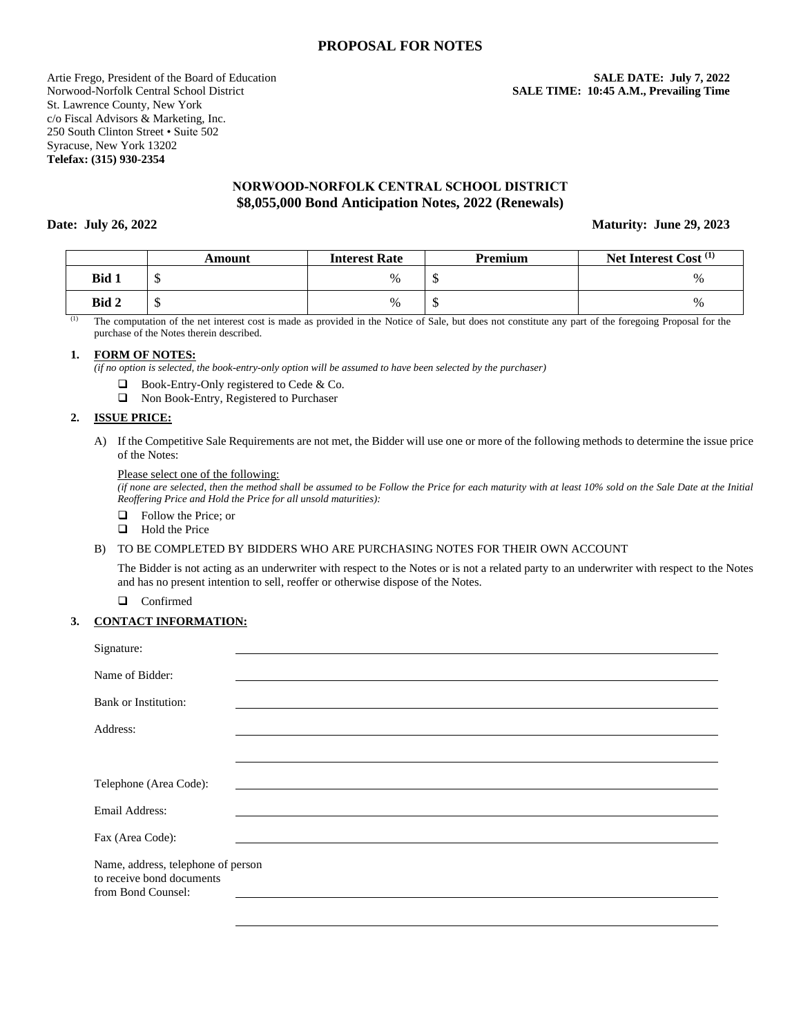# PROPOSAL FOR NOTES

Artie Frego, President of the Board of Education
Norwood-Norfolk Central School District
St. Lawrence County, New York
c/o Fiscal Advisors & Marketing, Inc.
250 South Clinton Street • Suite 502
Syracuse, New York 13202
**Telefax: (315) 930-2354**

**SALE DATE: July 7, 2022**
**SALE TIME: 10:45 A.M., Prevailing Time**

## NORWOOD-NORFOLK CENTRAL SCHOOL DISTRICT
## $8,055,000 Bond Anticipation Notes, 2022 (Renewals)

**Date: July 26, 2022** **Maturity: June 29, 2023**

| | Amount | Interest Rate | Premium | Net Interest Cost [1] |
|---|---|---|---|---|
| **Bid 1** | $ | % | $ | % |
| **Bid 2** | $ | % | $ | % |

[1] The computation of the net interest cost is made as provided in the Notice of Sale, but does not constitute any part of the foregoing Proposal for the purchase of the Notes therein described.

**1. FORM OF NOTES:**
*(if no option is selected, the book-entry-only option will be assumed to have been selected by the purchaser)*

- ❑ Book-Entry-Only registered to Cede & Co.
- ❑ Non Book-Entry, Registered to Purchaser

**2. ISSUE PRICE:**

A) If the Competitive Sale Requirements are not met, the Bidder will use one or more of the following methods to determine the issue price of the Notes:

Please select one of the following:
*(if none are selected, then the method shall be assumed to be Follow the Price for each maturity with at least 10% sold on the Sale Date at the Initial Reoffering Price and Hold the Price for all unsold maturities):*

- ❑ Follow the Price; or
- ❑ Hold the Price

B) TO BE COMPLETED BY BIDDERS WHO ARE PURCHASING NOTES FOR THEIR OWN ACCOUNT

The Bidder is not acting as an underwriter with respect to the Notes or is not a related party to an underwriter with respect to the Notes and has no present intention to sell, reoffer or otherwise dispose of the Notes.

- ❑ Confirmed

**3. CONTACT INFORMATION:**

Signature: ______________________________

Name of Bidder: ______________________________

Bank or Institution: ______________________________

Address: ______________________________

______________________________

Telephone (Area Code): ______________________________

Email Address: ______________________________

Fax (Area Code): ______________________________

Name, address, telephone of person to receive bond documents from Bond Counsel: ______________________________

______________________________